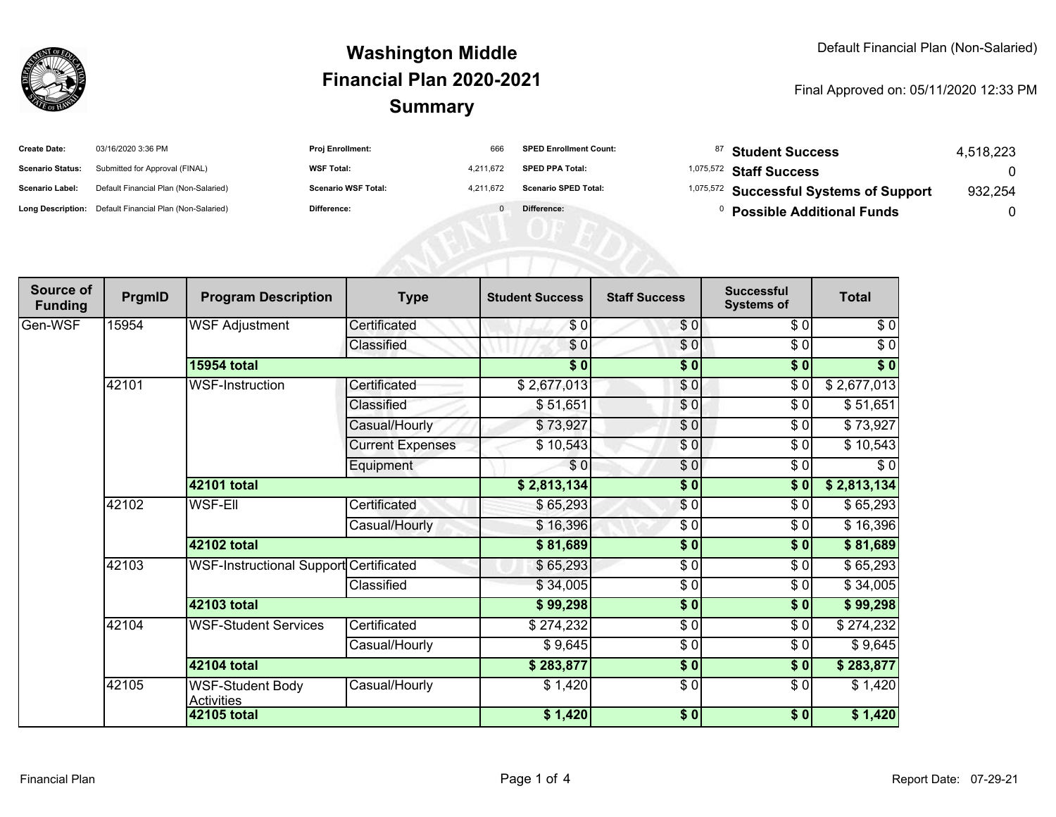# Washington Middle
## Financial Plan 2020-2021
## Summary

Default Financial Plan (Non-Salaried)

Final Approved on: 05/11/2020 12:33 PM

| | | | | | | | |
|---|---|---|---|---|---|---|---|
| **Create Date:** | 03/16/2020 3:36 PM | **Proj Enrollment:** | 666 | **SPED Enrollment Count:** | 87 | **Student Success** | 4,518,223 |
| **Scenario Status:** | Submitted for Approval (FINAL) | **WSF Total:** | 4,211,672 | **SPED PPA Total:** | 1,075,572 | **Staff Success** | 0 |
| **Scenario Label:** | Default Financial Plan (Non-Salaried) | **Scenario WSF Total:** | 4,211,672 | **Scenario SPED Total:** | 1,075,572 | **Successful Systems of Support** | 932,254 |
| **Long Description:** | Default Financial Plan (Non-Salaried) | **Difference:** | 0 | **Difference:** | 0 | **Possible Additional Funds** | 0 |

| Source of Funding | PrgmID | Program Description | Type | Student Success | Staff Success | Successful Systems of | Total |
|---|---|---|---|---|---|---|---|
| Gen-WSF | 15954 | WSF Adjustment | Certificated | $ 0 | $ 0 | $ 0 | $ 0 |
| | | | Classified | $ 0 | $ 0 | $ 0 | $ 0 |
| | | **15954 total** | | **$ 0** | **$ 0** | **$ 0** | **$ 0** |
| | 42101 | WSF-Instruction | Certificated | $ 2,677,013 | $ 0 | $ 0 | $ 2,677,013 |
| | | | Classified | $ 51,651 | $ 0 | $ 0 | $ 51,651 |
| | | | Casual/Hourly | $ 73,927 | $ 0 | $ 0 | $ 73,927 |
| | | | Current Expenses | $ 10,543 | $ 0 | $ 0 | $ 10,543 |
| | | | Equipment | $ 0 | $ 0 | $ 0 | $ 0 |
| | | **42101 total** | | **$ 2,813,134** | **$ 0** | **$ 0** | **$ 2,813,134** |
| | 42102 | WSF-Ell | Certificated | $ 65,293 | $ 0 | $ 0 | $ 65,293 |
| | | | Casual/Hourly | $ 16,396 | $ 0 | $ 0 | $ 16,396 |
| | | **42102 total** | | **$ 81,689** | **$ 0** | **$ 0** | **$ 81,689** |
| | 42103 | WSF-Instructional Support | Certificated | $ 65,293 | $ 0 | $ 0 | $ 65,293 |
| | | | Classified | $ 34,005 | $ 0 | $ 0 | $ 34,005 |
| | | **42103 total** | | **$ 99,298** | **$ 0** | **$ 0** | **$ 99,298** |
| | 42104 | WSF-Student Services | Certificated | $ 274,232 | $ 0 | $ 0 | $ 274,232 |
| | | | Casual/Hourly | $ 9,645 | $ 0 | $ 0 | $ 9,645 |
| | | **42104 total** | | **$ 283,877** | **$ 0** | **$ 0** | **$ 283,877** |
| | 42105 | WSF-Student Body Activities | Casual/Hourly | $ 1,420 | $ 0 | $ 0 | $ 1,420 |
| | | **42105 total** | | **$ 1,420** | **$ 0** | **$ 0** | **$ 1,420** |

Financial Plan

Report Date: 07-29-21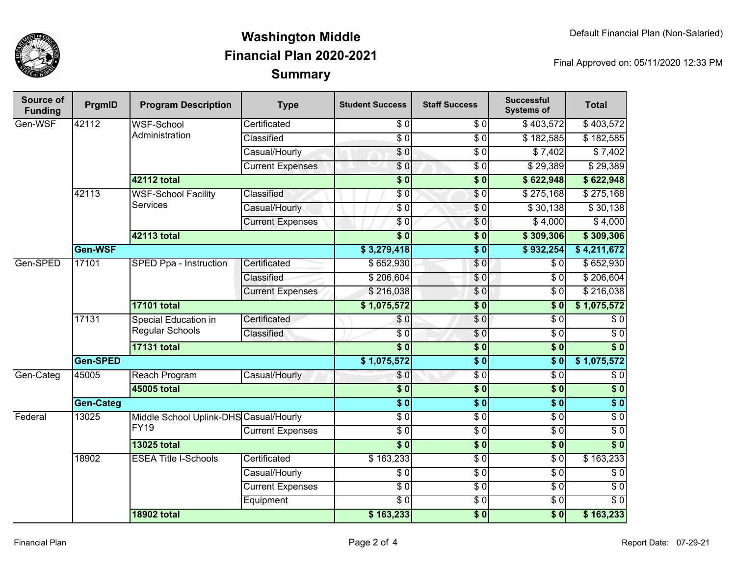# Washington Middle
## Financial Plan 2020-2021
## Summary

Default Financial Plan (Non-Salaried)

Final Approved on: 05/11/2020 12:33 PM

| Source of Funding | PrgmID | Program Description | Type | Student Success | Staff Success | Successful Systems of | Total |
|---|---|---|---|---|---|---|---|
| Gen-WSF | 42112 | WSF-School Administration | Certificated | $ 0 | $ 0 | $ 403,572 | $ 403,572 |
| | | | Classified | $ 0 | $ 0 | $ 182,585 | $ 182,585 |
| | | | Casual/Hourly | $ 0 | $ 0 | $ 7,402 | $ 7,402 |
| | | | Current Expenses | $ 0 | $ 0 | $ 29,389 | $ 29,389 |
| | | **42112 total** | | **$ 0** | **$ 0** | **$ 622,948** | **$ 622,948** |
| | 42113 | WSF-School Facility Services | Classified | $ 0 | $ 0 | $ 275,168 | $ 275,168 |
| | | | Casual/Hourly | $ 0 | $ 0 | $ 30,138 | $ 30,138 |
| | | | Current Expenses | $ 0 | $ 0 | $ 4,000 | $ 4,000 |
| | | **42113 total** | | **$ 0** | **$ 0** | **$ 309,306** | **$ 309,306** |
| | **Gen-WSF** | | | **$ 3,279,418** | **$ 0** | **$ 932,254** | **$ 4,211,672** |
| Gen-SPED | 17101 | SPED Ppa - Instruction | Certificated | $ 652,930 | $ 0 | $ 0 | $ 652,930 |
| | | | Classified | $ 206,604 | $ 0 | $ 0 | $ 206,604 |
| | | | Current Expenses | $ 216,038 | $ 0 | $ 0 | $ 216,038 |
| | | **17101 total** | | **$ 1,075,572** | **$ 0** | **$ 0** | **$ 1,075,572** |
| | 17131 | Special Education in Regular Schools | Certificated | $ 0 | $ 0 | $ 0 | $ 0 |
| | | | Classified | $ 0 | $ 0 | $ 0 | $ 0 |
| | | **17131 total** | | **$ 0** | **$ 0** | **$ 0** | **$ 0** |
| | **Gen-SPED** | | | **$ 1,075,572** | **$ 0** | **$ 0** | **$ 1,075,572** |
| Gen-Categ | 45005 | Reach Program | Casual/Hourly | $ 0 | $ 0 | $ 0 | $ 0 |
| | | **45005 total** | | **$ 0** | **$ 0** | **$ 0** | **$ 0** |
| | **Gen-Categ** | | | **$ 0** | **$ 0** | **$ 0** | **$ 0** |
| Federal | 13025 | Middle School Uplink-DHS FY19 | Casual/Hourly | $ 0 | $ 0 | $ 0 | $ 0 |
| | | | Current Expenses | $ 0 | $ 0 | $ 0 | $ 0 |
| | | **13025 total** | | **$ 0** | **$ 0** | **$ 0** | **$ 0** |
| | 18902 | ESEA Title I-Schools | Certificated | $ 163,233 | $ 0 | $ 0 | $ 163,233 |
| | | | Casual/Hourly | $ 0 | $ 0 | $ 0 | $ 0 |
| | | | Current Expenses | $ 0 | $ 0 | $ 0 | $ 0 |
| | | | Equipment | $ 0 | $ 0 | $ 0 | $ 0 |
| | | **18902 total** | | **$ 163,233** | **$ 0** | **$ 0** | **$ 163,233** |

Financial Plan

Report Date: 07-29-21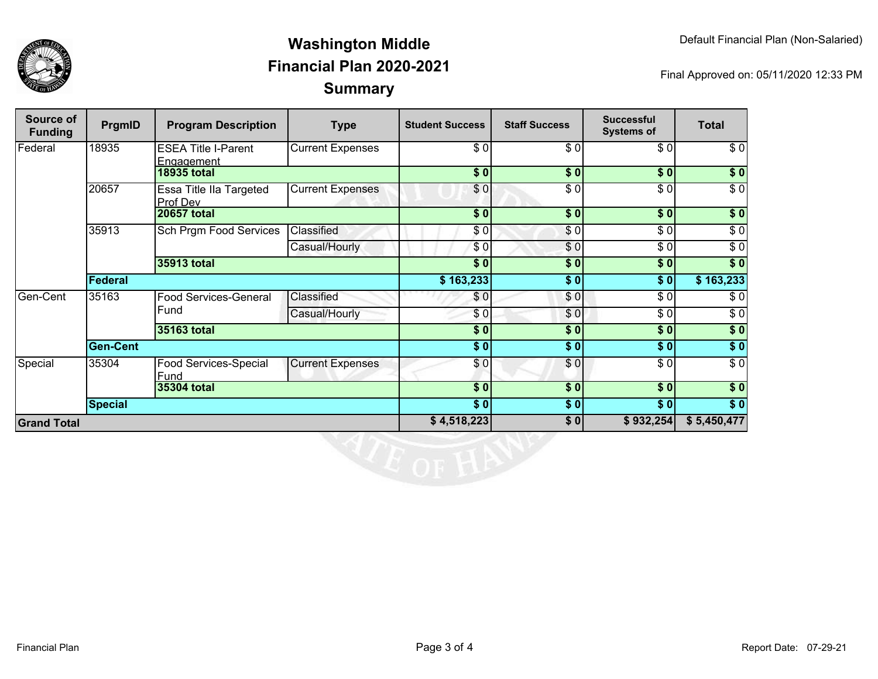Default Financial Plan (Non-Salaried)

# Washington Middle
## Financial Plan 2020-2021
## Summary

Final Approved on: 05/11/2020 12:33 PM

| Source of Funding | PrgmID | Program Description | Type | Student Success | Staff Success | Successful Systems of | Total |
|---|---|---|---|---|---|---|---|
| Federal | 18935 | ESEA Title I-Parent Engagement | Current Expenses | $ 0 | $ 0 | $ 0 | $ 0 |
| | | **18935 total** | | **$ 0** | **$ 0** | **$ 0** | **$ 0** |
| | 20657 | Essa Title IIa Targeted Prof Dev | Current Expenses | $ 0 | $ 0 | $ 0 | $ 0 |
| | | **20657 total** | | **$ 0** | **$ 0** | **$ 0** | **$ 0** |
| | 35913 | Sch Prgm Food Services | Classified | $ 0 | $ 0 | $ 0 | $ 0 |
| | | | Casual/Hourly | $ 0 | $ 0 | $ 0 | $ 0 |
| | | **35913 total** | | **$ 0** | **$ 0** | **$ 0** | **$ 0** |
| | **Federal** | | | **$ 163,233** | **$ 0** | **$ 0** | **$ 163,233** |
| Gen-Cent | 35163 | Food Services-General Fund | Classified | $ 0 | $ 0 | $ 0 | $ 0 |
| | | | Casual/Hourly | $ 0 | $ 0 | $ 0 | $ 0 |
| | | **35163 total** | | **$ 0** | **$ 0** | **$ 0** | **$ 0** |
| | **Gen-Cent** | | | **$ 0** | **$ 0** | **$ 0** | **$ 0** |
| Special | 35304 | Food Services-Special Fund | Current Expenses | $ 0 | $ 0 | $ 0 | $ 0 |
| | | **35304 total** | | **$ 0** | **$ 0** | **$ 0** | **$ 0** |
| | **Special** | | | **$ 0** | **$ 0** | **$ 0** | **$ 0** |
| **Grand Total** | | | | **$ 4,518,223** | **$ 0** | **$ 932,254** | **$ 5,450,477** |

Report Date: 07-29-21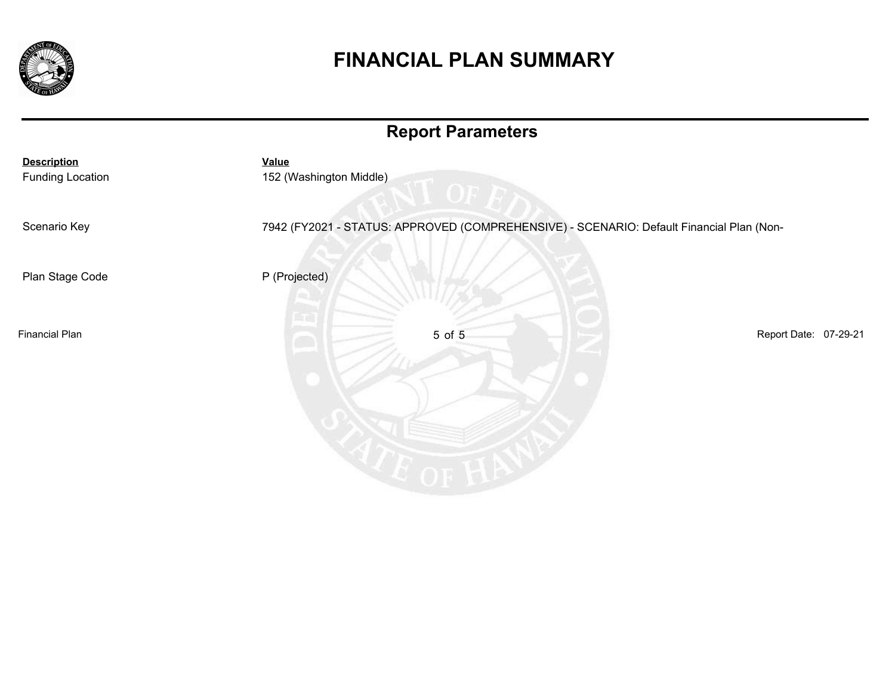# FINANCIAL PLAN SUMMARY

## Report Parameters

| Description | Value |
|---|---|
| Funding Location | 152 (Washington Middle) |
| Scenario Key | 7942 (FY2021 - STATUS: APPROVED (COMPREHENSIVE) - SCENARIO: Default Financial Plan (Non- |
| Plan Stage Code | P (Projected) |

Report Date: 07-29-21